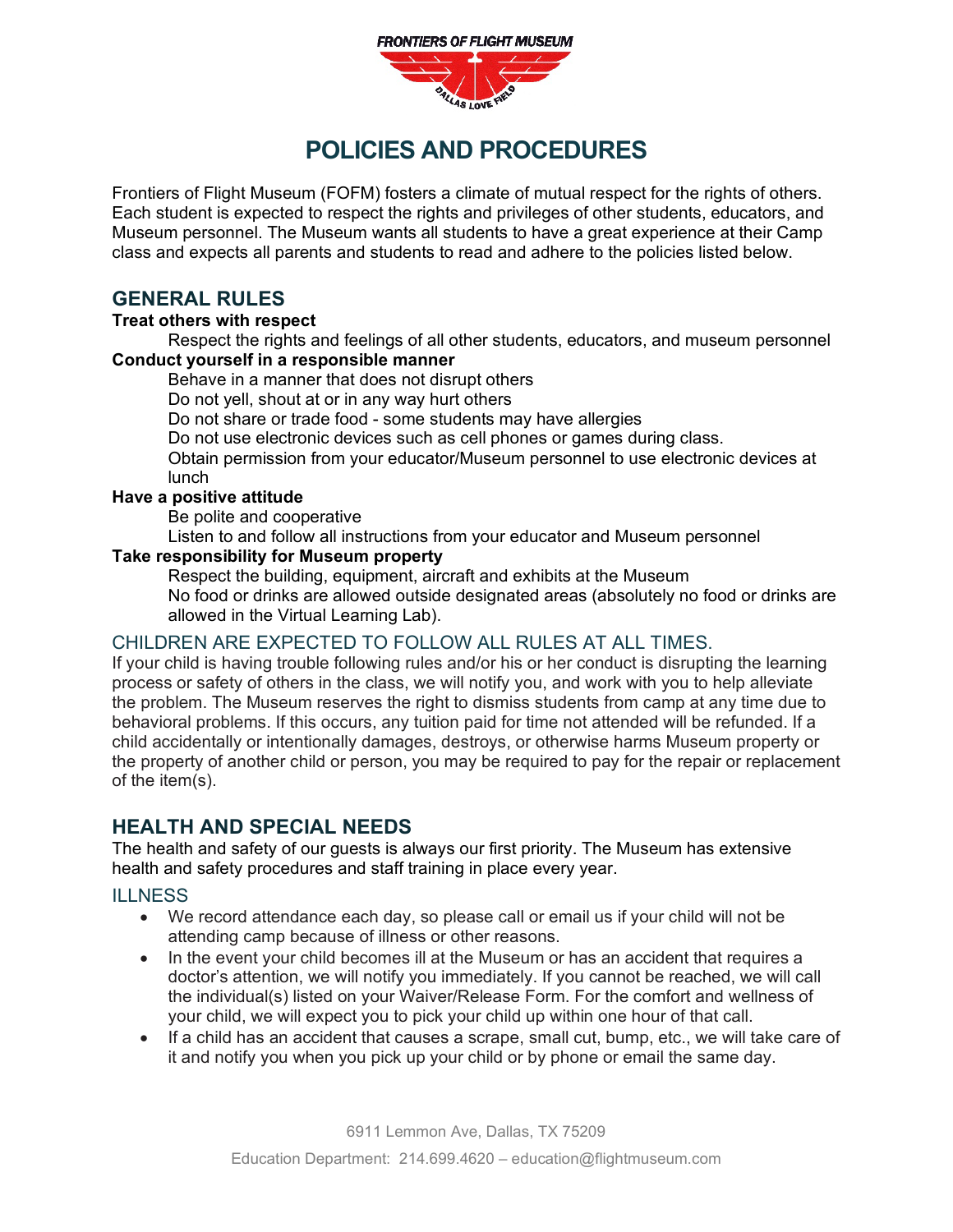FRONTIERS OF FLIGHT MUSEUM

DALLAS LOVE FIELD

# POLICIES AND PROCEDURES

Frontiers of Flight Museum (FOFM) fosters a climate of mutual respect for the rights of others. Each student is expected to respect the rights and privileges of other students, educators, and Museum personnel. The Museum wants all students to have a great experience at their Camp class and expects all parents and students to read and adhere to the policies listed below.

## GENERAL RULES

**Treat others with respect**

Respect the rights and feelings of all other students, educators, and museum personnel

**Conduct yourself in a responsible manner**

Behave in a manner that does not disrupt others

Do not yell, shout at or in any way hurt others

Do not share or trade food - some students may have allergies

Do not use electronic devices such as cell phones or games during class.

Obtain permission from your educator/Museum personnel to use electronic devices at lunch

**Have a positive attitude**

Be polite and cooperative

Listen to and follow all instructions from your educator and Museum personnel

**Take responsibility for Museum property**

Respect the building, equipment, aircraft and exhibits at the Museum

No food or drinks are allowed outside designated areas (absolutely no food or drinks are allowed in the Virtual Learning Lab).

### CHILDREN ARE EXPECTED TO FOLLOW ALL RULES AT ALL TIMES.

If your child is having trouble following rules and/or his or her conduct is disrupting the learning process or safety of others in the class, we will notify you, and work with you to help alleviate the problem. The Museum reserves the right to dismiss students from camp at any time due to behavioral problems. If this occurs, any tuition paid for time not attended will be refunded. If a child accidentally or intentionally damages, destroys, or otherwise harms Museum property or the property of another child or person, you may be required to pay for the repair or replacement of the item(s).

## HEALTH AND SPECIAL NEEDS

The health and safety of our guests is always our first priority. The Museum has extensive health and safety procedures and staff training in place every year.

### ILLNESS

- We record attendance each day, so please call or email us if your child will not be attending camp because of illness or other reasons.
- In the event your child becomes ill at the Museum or has an accident that requires a doctor's attention, we will notify you immediately. If you cannot be reached, we will call the individual(s) listed on your Waiver/Release Form. For the comfort and wellness of your child, we will expect you to pick your child up within one hour of that call.
- If a child has an accident that causes a scrape, small cut, bump, etc., we will take care of it and notify you when you pick up your child or by phone or email the same day.

6911 Lemmon Ave, Dallas, TX 75209

Education Department: 214.699.4620 – education@flightmuseum.com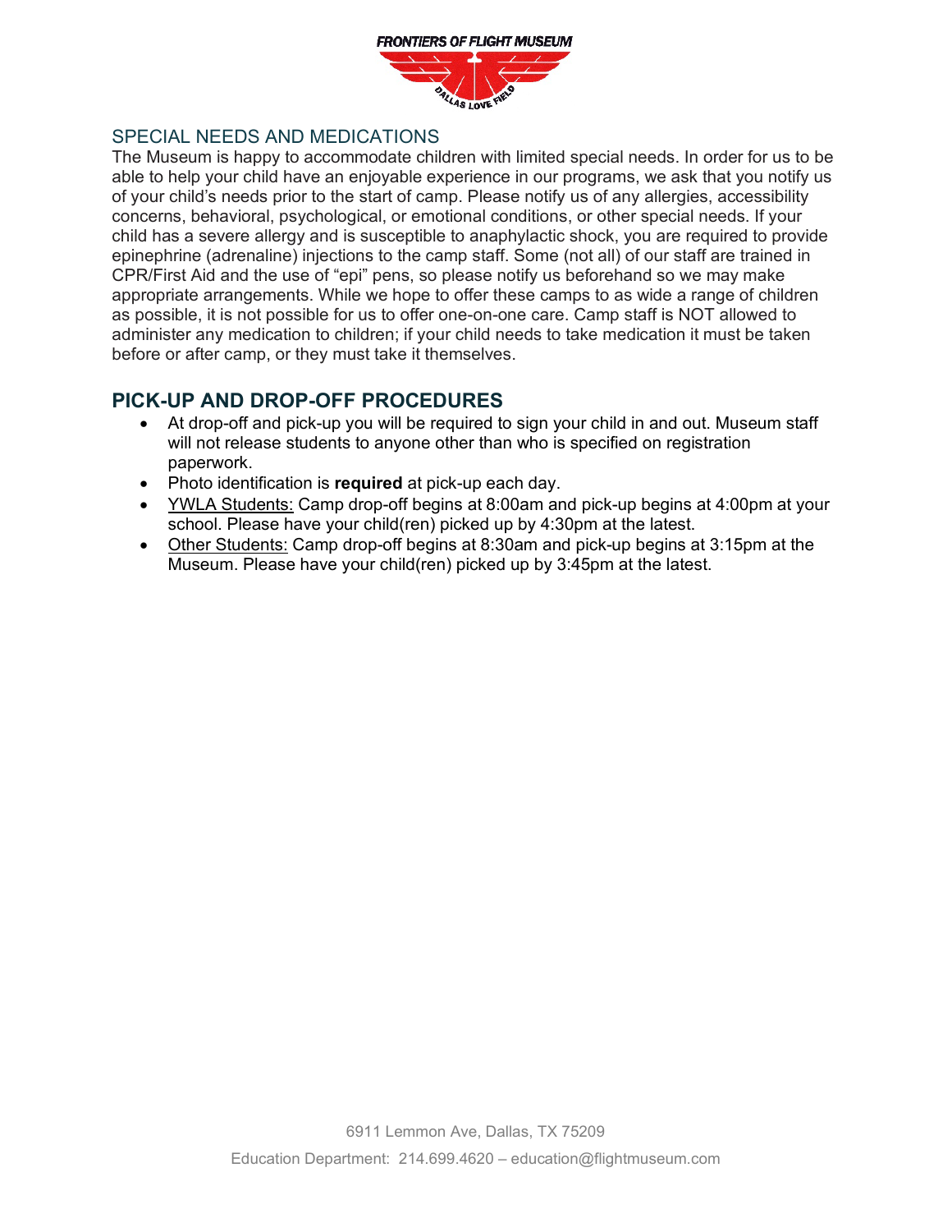## SPECIAL NEEDS AND MEDICATIONS

The Museum is happy to accommodate children with limited special needs. In order for us to be able to help your child have an enjoyable experience in our programs, we ask that you notify us of your child's needs prior to the start of camp. Please notify us of any allergies, accessibility concerns, behavioral, psychological, or emotional conditions, or other special needs. If your child has a severe allergy and is susceptible to anaphylactic shock, you are required to provide epinephrine (adrenaline) injections to the camp staff. Some (not all) of our staff are trained in CPR/First Aid and the use of "epi" pens, so please notify us beforehand so we may make appropriate arrangements. While we hope to offer these camps to as wide a range of children as possible, it is not possible for us to offer one-on-one care. Camp staff is NOT allowed to administer any medication to children; if your child needs to take medication it must be taken before or after camp, or they must take it themselves.

## PICK-UP AND DROP-OFF PROCEDURES

- At drop-off and pick-up you will be required to sign your child in and out. Museum staff will not release students to anyone other than who is specified on registration paperwork.
- Photo identification is **required** at pick-up each day.
- YWLA Students: Camp drop-off begins at 8:00am and pick-up begins at 4:00pm at your school. Please have your child(ren) picked up by 4:30pm at the latest.
- Other Students: Camp drop-off begins at 8:30am and pick-up begins at 3:15pm at the Museum. Please have your child(ren) picked up by 3:45pm at the latest.